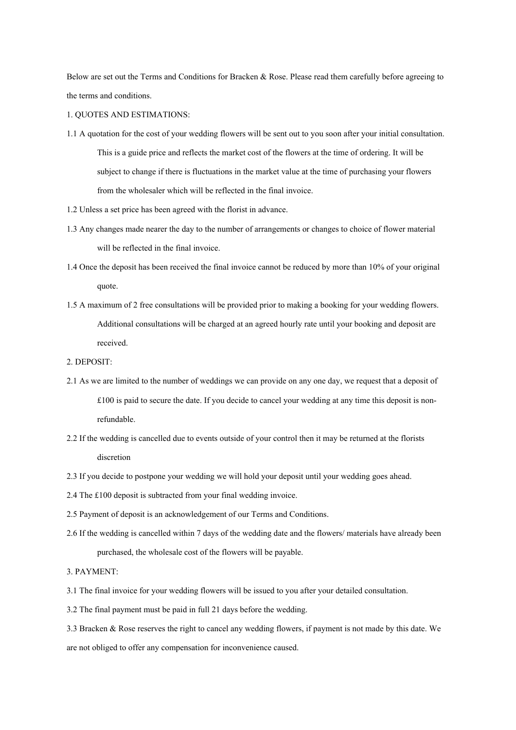Below are set out the Terms and Conditions for Bracken & Rose. Please read them carefully before agreeing to the terms and conditions.

1. QUOTES AND ESTIMATIONS:

1.1 A quotation for the cost of your wedding flowers will be sent out to you soon after your initial consultation. This is a guide price and reflects the market cost of the flowers at the time of ordering. It will be subject to change if there is fluctuations in the market value at the time of purchasing your flowers from the wholesaler which will be reflected in the final invoice.

1.2 Unless a set price has been agreed with the florist in advance.

1.3 Any changes made nearer the day to the number of arrangements or changes to choice of flower material will be reflected in the final invoice.

1.4 Once the deposit has been received the final invoice cannot be reduced by more than 10% of your original quote.

1.5 A maximum of 2 free consultations will be provided prior to making a booking for your wedding flowers. Additional consultations will be charged at an agreed hourly rate until your booking and deposit are received.

2. DEPOSIT:

2.1 As we are limited to the number of weddings we can provide on any one day, we request that a deposit of £100 is paid to secure the date. If you decide to cancel your wedding at any time this deposit is non-refundable.

2.2 If the wedding is cancelled due to events outside of your control then it may be returned at the florists discretion

2.3 If you decide to postpone your wedding we will hold your deposit until your wedding goes ahead.

2.4 The £100 deposit is subtracted from your final wedding invoice.

2.5 Payment of deposit is an acknowledgement of our Terms and Conditions.

2.6 If the wedding is cancelled within 7 days of the wedding date and the flowers/ materials have already been purchased, the wholesale cost of the flowers will be payable.

3. PAYMENT:

3.1 The final invoice for your wedding flowers will be issued to you after your detailed consultation.

3.2 The final payment must be paid in full 21 days before the wedding.

3.3 Bracken & Rose reserves the right to cancel any wedding flowers, if payment is not made by this date. We are not obliged to offer any compensation for inconvenience caused.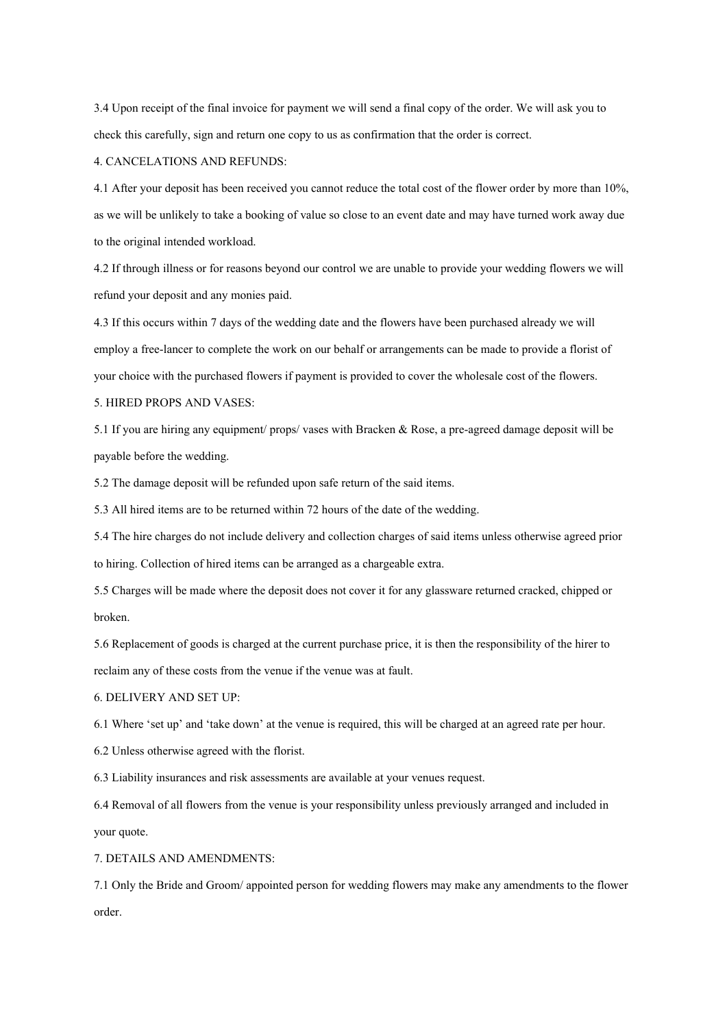3.4 Upon receipt of the final invoice for payment we will send a final copy of the order. We will ask you to check this carefully, sign and return one copy to us as confirmation that the order is correct.

4. CANCELATIONS AND REFUNDS:

4.1 After your deposit has been received you cannot reduce the total cost of the flower order by more than 10%, as we will be unlikely to take a booking of value so close to an event date and may have turned work away due to the original intended workload.

4.2 If through illness or for reasons beyond our control we are unable to provide your wedding flowers we will refund your deposit and any monies paid.

4.3 If this occurs within 7 days of the wedding date and the flowers have been purchased already we will employ a free-lancer to complete the work on our behalf or arrangements can be made to provide a florist of your choice with the purchased flowers if payment is provided to cover the wholesale cost of the flowers.

5. HIRED PROPS AND VASES:

5.1 If you are hiring any equipment/ props/ vases with Bracken & Rose, a pre-agreed damage deposit will be payable before the wedding.

5.2 The damage deposit will be refunded upon safe return of the said items.

5.3 All hired items are to be returned within 72 hours of the date of the wedding.

5.4 The hire charges do not include delivery and collection charges of said items unless otherwise agreed prior to hiring. Collection of hired items can be arranged as a chargeable extra.

5.5 Charges will be made where the deposit does not cover it for any glassware returned cracked, chipped or broken.

5.6 Replacement of goods is charged at the current purchase price, it is then the responsibility of the hirer to reclaim any of these costs from the venue if the venue was at fault.

6. DELIVERY AND SET UP:

6.1 Where 'set up' and 'take down' at the venue is required, this will be charged at an agreed rate per hour.

6.2 Unless otherwise agreed with the florist.

6.3 Liability insurances and risk assessments are available at your venues request.

6.4 Removal of all flowers from the venue is your responsibility unless previously arranged and included in your quote.

7. DETAILS AND AMENDMENTS:

7.1 Only the Bride and Groom/ appointed person for wedding flowers may make any amendments to the flower order.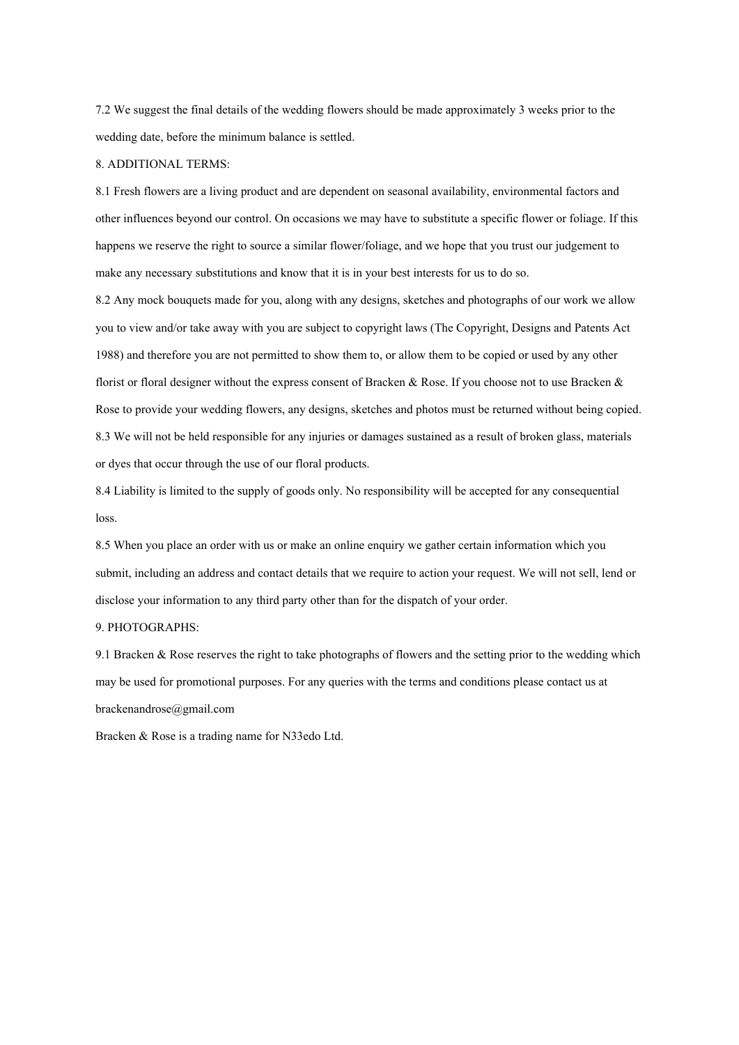7.2 We suggest the final details of the wedding flowers should be made approximately 3 weeks prior to the wedding date, before the minimum balance is settled.

## 8. ADDITIONAL TERMS:

8.1 Fresh flowers are a living product and are dependent on seasonal availability, environmental factors and other influences beyond our control. On occasions we may have to substitute a specific flower or foliage. If this happens we reserve the right to source a similar flower/foliage, and we hope that you trust our judgement to make any necessary substitutions and know that it is in your best interests for us to do so.

8.2 Any mock bouquets made for you, along with any designs, sketches and photographs of our work we allow you to view and/or take away with you are subject to copyright laws (The Copyright, Designs and Patents Act 1988) and therefore you are not permitted to show them to, or allow them to be copied or used by any other florist or floral designer without the express consent of Bracken & Rose. If you choose not to use Bracken & Rose to provide your wedding flowers, any designs, sketches and photos must be returned without being copied.

8.3 We will not be held responsible for any injuries or damages sustained as a result of broken glass, materials or dyes that occur through the use of our floral products.

8.4 Liability is limited to the supply of goods only. No responsibility will be accepted for any consequential loss.

8.5 When you place an order with us or make an online enquiry we gather certain information which you submit, including an address and contact details that we require to action your request. We will not sell, lend or disclose your information to any third party other than for the dispatch of your order.

## 9. PHOTOGRAPHS:

9.1 Bracken & Rose reserves the right to take photographs of flowers and the setting prior to the wedding which may be used for promotional purposes. For any queries with the terms and conditions please contact us at brackenandrose@gmail.com

Bracken & Rose is a trading name for N33edo Ltd.